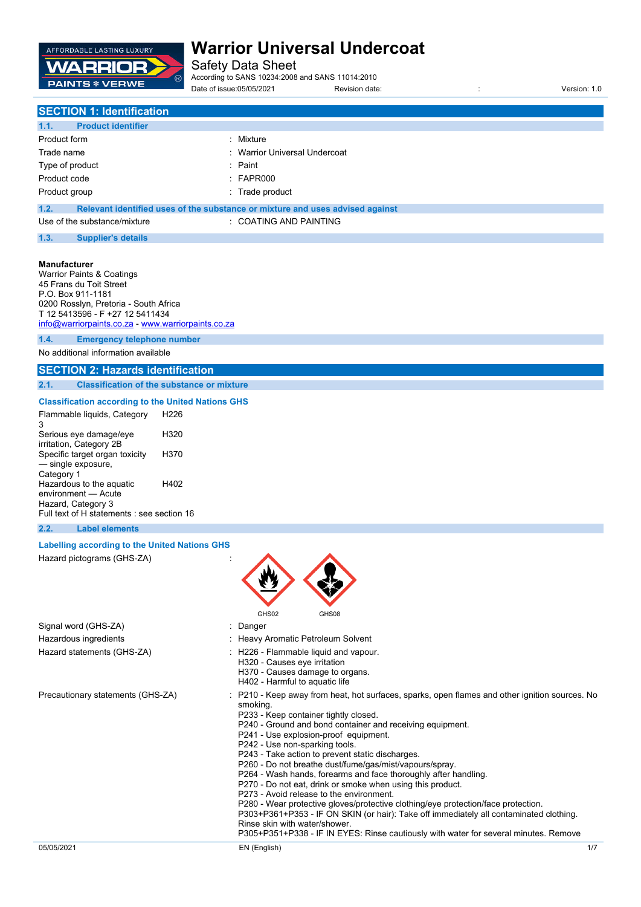# Warrior Universal Undercoat

Safety Data Sheet

According to SANS 10234:2008 and SANS 11014:2010

Date of issue:05/05/2021 Revision date: : Version: 1.0

## SECTION 1: Identification

### 1.1. Product identifier

| | |
|---|---|
| Product form | : Mixture |
| Trade name | : Warrior Universal Undercoat |
| Type of product | : Paint |
| Product code | : FAPR000 |
| Product group | : Trade product |

### 1.2. Relevant identified uses of the substance or mixture and uses advised against

| | |
|---|---|
| Use of the substance/mixture | : COATING AND PAINTING |

### 1.3. Supplier's details

**Manufacturer**
Warrior Paints & Coatings
45 Frans du Toit Street
P.O. Box 911-1181
0200 Rosslyn, Pretoria - South Africa
T 12 5413596 - F +27 12 5411434
info@warriorpaints.co.za - www.warriorpaints.co.za

### 1.4. Emergency telephone number

No additional information available

## SECTION 2: Hazards identification

### 2.1. Classification of the substance or mixture

**Classification according to the United Nations GHS**

| | |
|---|---|
| Flammable liquids, Category 3 | H226 |
| Serious eye damage/eye irritation, Category 2B | H320 |
| Specific target organ toxicity — single exposure, Category 1 | H370 |
| Hazardous to the aquatic environment — Acute Hazard, Category 3 | H402 |

Full text of H statements : see section 16

### 2.2. Label elements

**Labelling according to the United Nations GHS**

Hazard pictograms (GHS-ZA) : GHS02 GHS08

Signal word (GHS-ZA) : Danger

Hazardous ingredients : Heavy Aromatic Petroleum Solvent

Hazard statements (GHS-ZA) :
H226 - Flammable liquid and vapour.
H320 - Causes eye irritation
H370 - Causes damage to organs.
H402 - Harmful to aquatic life

Precautionary statements (GHS-ZA) :
P210 - Keep away from heat, hot surfaces, sparks, open flames and other ignition sources. No smoking.
P233 - Keep container tightly closed.
P240 - Ground and bond container and receiving equipment.
P241 - Use explosion-proof equipment.
P242 - Use non-sparking tools.
P243 - Take action to prevent static discharges.
P260 - Do not breathe dust/fume/gas/mist/vapours/spray.
P264 - Wash hands, forearms and face thoroughly after handling.
P270 - Do not eat, drink or smoke when using this product.
P273 - Avoid release to the environment.
P280 - Wear protective gloves/protective clothing/eye protection/face protection.
P303+P361+P353 - IF ON SKIN (or hair): Take off immediately all contaminated clothing. Rinse skin with water/shower.
P305+P351+P338 - IF IN EYES: Rinse cautiously with water for several minutes. Remove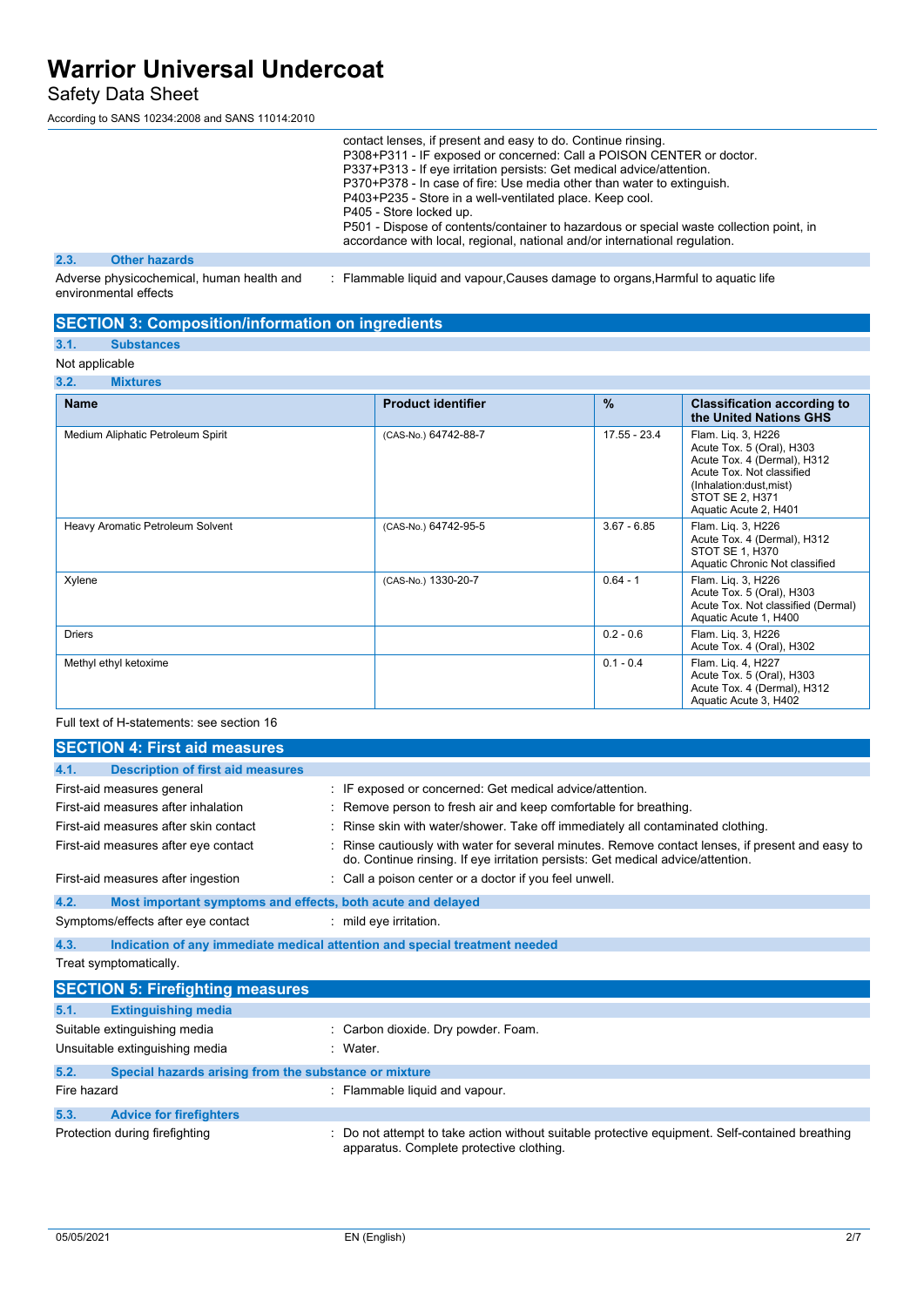contact lenses, if present and easy to do. Continue rinsing.
P308+P311 - IF exposed or concerned: Call a POISON CENTER or doctor.
P337+P313 - If eye irritation persists: Get medical advice/attention.
P370+P378 - In case of fire: Use media other than water to extinguish.
P403+P235 - Store in a well-ventilated place. Keep cool.
P405 - Store locked up.
P501 - Dispose of contents/container to hazardous or special waste collection point, in accordance with local, regional, national and/or international regulation.

### 2.3. Other hazards

Adverse physicochemical, human health and environmental effects : Flammable liquid and vapour,Causes damage to organs,Harmful to aquatic life

## SECTION 3: Composition/information on ingredients

### 3.1. Substances

Not applicable

### 3.2. Mixtures

| Name | Product identifier | % | Classification according to the United Nations GHS |
|---|---|---|---|
| Medium Aliphatic Petroleum Spirit | (CAS-No.) 64742-88-7 | 17.55 - 23.4 | Flam. Liq. 3, H226<br>Acute Tox. 5 (Oral), H303<br>Acute Tox. 4 (Dermal), H312<br>Acute Tox. Not classified (Inhalation:dust,mist)<br>STOT SE 2, H371<br>Aquatic Acute 2, H401 |
| Heavy Aromatic Petroleum Solvent | (CAS-No.) 64742-95-5 | 3.67 - 6.85 | Flam. Liq. 3, H226<br>Acute Tox. 4 (Dermal), H312<br>STOT SE 1, H370<br>Aquatic Chronic Not classified |
| Xylene | (CAS-No.) 1330-20-7 | 0.64 - 1 | Flam. Liq. 3, H226<br>Acute Tox. 5 (Oral), H303<br>Acute Tox. Not classified (Dermal)<br>Aquatic Acute 1, H400 |
| Driers | | 0.2 - 0.6 | Flam. Liq. 3, H226<br>Acute Tox. 4 (Oral), H302 |
| Methyl ethyl ketoxime | | 0.1 - 0.4 | Flam. Liq. 4, H227<br>Acute Tox. 5 (Oral), H303<br>Acute Tox. 4 (Dermal), H312<br>Aquatic Acute 3, H402 |

Full text of H-statements: see section 16

## SECTION 4: First aid measures

### 4.1. Description of first aid measures

First-aid measures general : IF exposed or concerned: Get medical advice/attention.

First-aid measures after inhalation : Remove person to fresh air and keep comfortable for breathing.

First-aid measures after skin contact : Rinse skin with water/shower. Take off immediately all contaminated clothing.

First-aid measures after eye contact : Rinse cautiously with water for several minutes. Remove contact lenses, if present and easy to do. Continue rinsing. If eye irritation persists: Get medical advice/attention.

First-aid measures after ingestion : Call a poison center or a doctor if you feel unwell.

### 4.2. Most important symptoms and effects, both acute and delayed

Symptoms/effects after eye contact : mild eye irritation.

### 4.3. Indication of any immediate medical attention and special treatment needed

Treat symptomatically.

## SECTION 5: Firefighting measures

### 5.1. Extinguishing media

Suitable extinguishing media : Carbon dioxide. Dry powder. Foam.

Unsuitable extinguishing media : Water.

### 5.2. Special hazards arising from the substance or mixture

Fire hazard : Flammable liquid and vapour.

### 5.3. Advice for firefighters

Protection during firefighting : Do not attempt to take action without suitable protective equipment. Self-contained breathing apparatus. Complete protective clothing.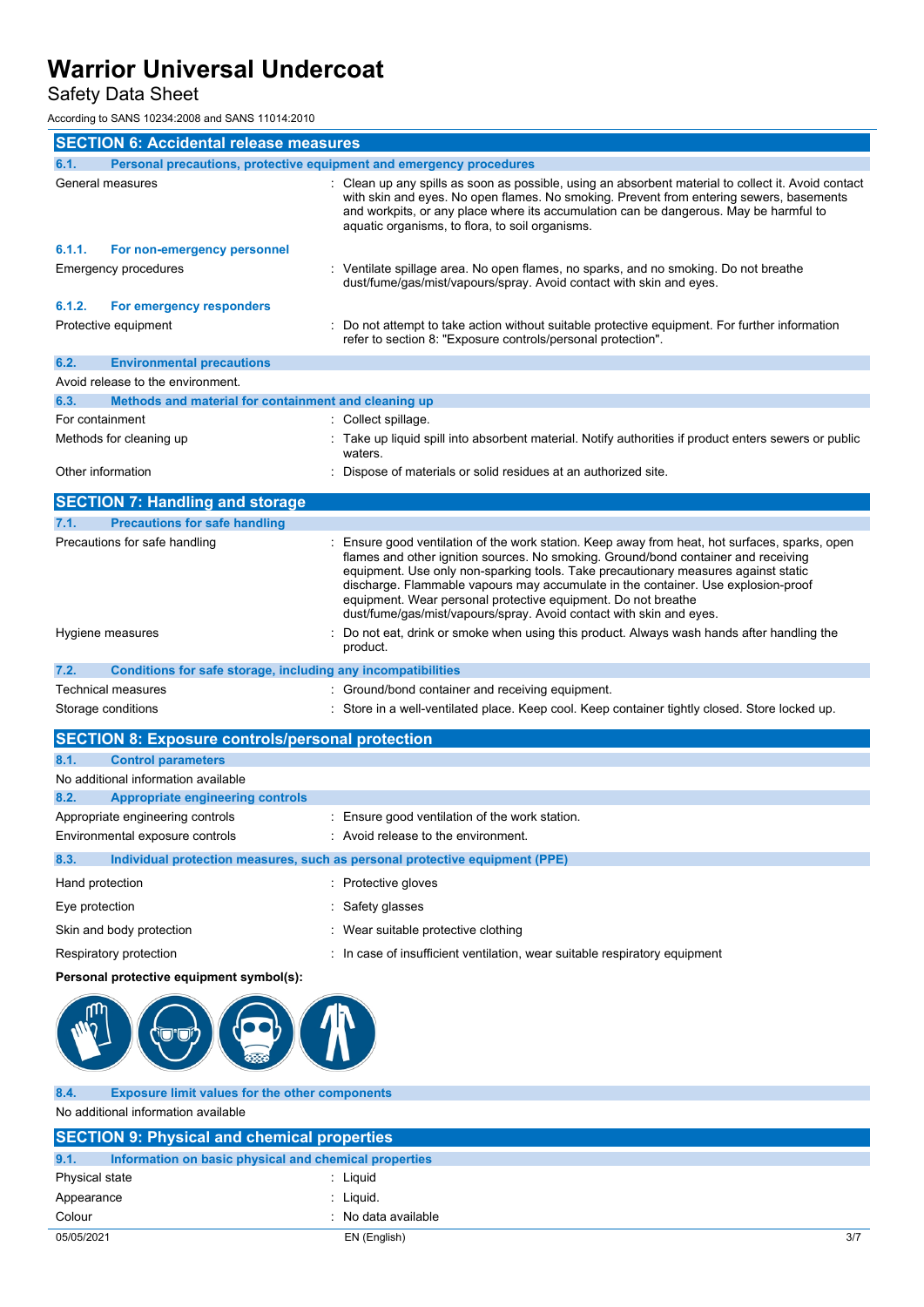## SECTION 6: Accidental release measures

### 6.1. Personal precautions, protective equipment and emergency procedures

| | |
|---|---|
| General measures | : Clean up any spills as soon as possible, using an absorbent material to collect it. Avoid contact with skin and eyes. No open flames. No smoking. Prevent from entering sewers, basements and workpits, or any place where its accumulation can be dangerous. May be harmful to aquatic organisms, to flora, to soil organisms. |

#### 6.1.1. For non-emergency personnel

| | |
|---|---|
| Emergency procedures | : Ventilate spillage area. No open flames, no sparks, and no smoking. Do not breathe dust/fume/gas/mist/vapours/spray. Avoid contact with skin and eyes. |

#### 6.1.2. For emergency responders

| | |
|---|---|
| Protective equipment | : Do not attempt to take action without suitable protective equipment. For further information refer to section 8: "Exposure controls/personal protection". |

### 6.2. Environmental precautions

Avoid release to the environment.

### 6.3. Methods and material for containment and cleaning up

| | |
|---|---|
| For containment | : Collect spillage. |
| Methods for cleaning up | : Take up liquid spill into absorbent material. Notify authorities if product enters sewers or public waters. |
| Other information | : Dispose of materials or solid residues at an authorized site. |

## SECTION 7: Handling and storage

### 7.1. Precautions for safe handling

| | |
|---|---|
| Precautions for safe handling | : Ensure good ventilation of the work station. Keep away from heat, hot surfaces, sparks, open flames and other ignition sources. No smoking. Ground/bond container and receiving equipment. Use only non-sparking tools. Take precautionary measures against static discharge. Flammable vapours may accumulate in the container. Use explosion-proof equipment. Wear personal protective equipment. Do not breathe dust/fume/gas/mist/vapours/spray. Avoid contact with skin and eyes. |
| Hygiene measures | : Do not eat, drink or smoke when using this product. Always wash hands after handling the product. |

### 7.2. Conditions for safe storage, including any incompatibilities

| | |
|---|---|
| Technical measures | : Ground/bond container and receiving equipment. |
| Storage conditions | : Store in a well-ventilated place. Keep cool. Keep container tightly closed. Store locked up. |

## SECTION 8: Exposure controls/personal protection

### 8.1. Control parameters

No additional information available

### 8.2. Appropriate engineering controls

| | |
|---|---|
| Appropriate engineering controls | : Ensure good ventilation of the work station. |
| Environmental exposure controls | : Avoid release to the environment. |

### 8.3. Individual protection measures, such as personal protective equipment (PPE)

| | |
|---|---|
| Hand protection | : Protective gloves |
| Eye protection | : Safety glasses |
| Skin and body protection | : Wear suitable protective clothing |
| Respiratory protection | : In case of insufficient ventilation, wear suitable respiratory equipment |

**Personal protective equipment symbol(s):**

### 8.4. Exposure limit values for the other components

No additional information available

## SECTION 9: Physical and chemical properties

### 9.1. Information on basic physical and chemical properties

| | |
|---|---|
| Physical state | : Liquid |
| Appearance | : Liquid. |
| Colour | : No data available |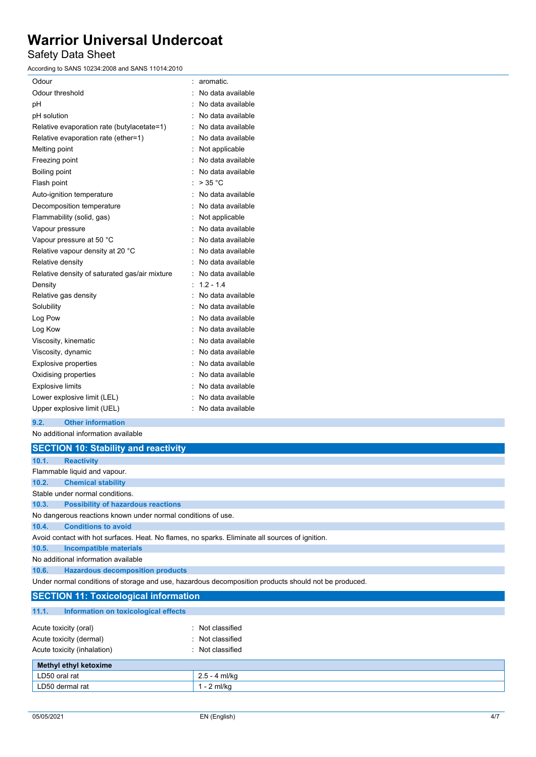| | | |
|---|---|---|
| Odour | : | aromatic. |
| Odour threshold | : | No data available |
| pH | : | No data available |
| pH solution | : | No data available |
| Relative evaporation rate (butylacetate=1) | : | No data available |
| Relative evaporation rate (ether=1) | : | No data available |
| Melting point | : | Not applicable |
| Freezing point | : | No data available |
| Boiling point | : | No data available |
| Flash point | : | > 35 °C |
| Auto-ignition temperature | : | No data available |
| Decomposition temperature | : | No data available |
| Flammability (solid, gas) | : | Not applicable |
| Vapour pressure | : | No data available |
| Vapour pressure at 50 °C | : | No data available |
| Relative vapour density at 20 °C | : | No data available |
| Relative density | : | No data available |
| Relative density of saturated gas/air mixture | : | No data available |
| Density | : | 1.2 - 1.4 |
| Relative gas density | : | No data available |
| Solubility | : | No data available |
| Log Pow | : | No data available |
| Log Kow | : | No data available |
| Viscosity, kinematic | : | No data available |
| Viscosity, dynamic | : | No data available |
| Explosive properties | : | No data available |
| Oxidising properties | : | No data available |
| Explosive limits | : | No data available |
| Lower explosive limit (LEL) | : | No data available |
| Upper explosive limit (UEL) | : | No data available |

### 9.2. Other information

No additional information available

## SECTION 10: Stability and reactivity

### 10.1. Reactivity

Flammable liquid and vapour.

### 10.2. Chemical stability

Stable under normal conditions.

### 10.3. Possibility of hazardous reactions

No dangerous reactions known under normal conditions of use.

### 10.4. Conditions to avoid

Avoid contact with hot surfaces. Heat. No flames, no sparks. Eliminate all sources of ignition.

### 10.5. Incompatible materials

No additional information available

### 10.6. Hazardous decomposition products

Under normal conditions of storage and use, hazardous decomposition products should not be produced.

## SECTION 11: Toxicological information

### 11.1. Information on toxicological effects

| | | |
|---|---|---|
| Acute toxicity (oral) | : | Not classified |
| Acute toxicity (dermal) | : | Not classified |
| Acute toxicity (inhalation) | : | Not classified |

| **Methyl ethyl ketoxime** | |
|---|---|
| LD50 oral rat | 2.5 - 4 ml/kg |
| LD50 dermal rat | 1 - 2 ml/kg |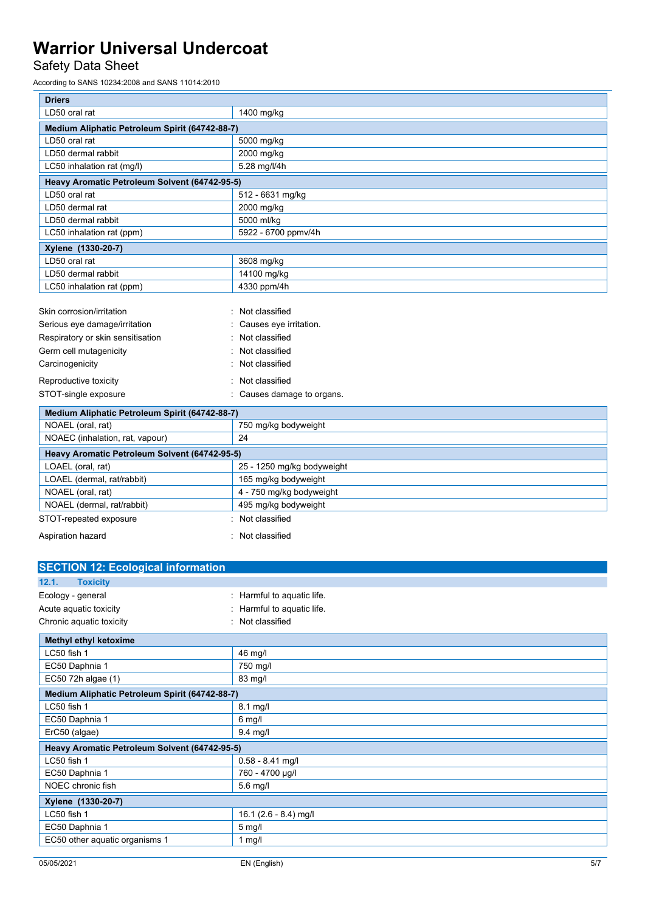| Driers | |
|---|---|
| LD50 oral rat | 1400 mg/kg |

| Medium Aliphatic Petroleum Spirit (64742-88-7) | |
|---|---|
| LD50 oral rat | 5000 mg/kg |
| LD50 dermal rabbit | 2000 mg/kg |
| LC50 inhalation rat (mg/l) | 5.28 mg/l/4h |

| Heavy Aromatic Petroleum Solvent (64742-95-5) | |
|---|---|
| LD50 oral rat | 512 - 6631 mg/kg |
| LD50 dermal rat | 2000 mg/kg |
| LD50 dermal rabbit | 5000 ml/kg |
| LC50 inhalation rat (ppm) | 5922 - 6700 ppmv/4h |

| Xylene (1330-20-7) | |
|---|---|
| LD50 oral rat | 3608 mg/kg |
| LD50 dermal rabbit | 14100 mg/kg |
| LC50 inhalation rat (ppm) | 4330 ppm/4h |

Skin corrosion/irritation : Not classified

Serious eye damage/irritation : Causes eye irritation.

Respiratory or skin sensitisation : Not classified

Germ cell mutagenicity : Not classified

Carcinogenicity : Not classified

Reproductive toxicity : Not classified

STOT-single exposure : Causes damage to organs.

| Medium Aliphatic Petroleum Spirit (64742-88-7) | |
|---|---|
| NOAEL (oral, rat) | 750 mg/kg bodyweight |
| NOAEC (inhalation, rat, vapour) | 24 |

| Heavy Aromatic Petroleum Solvent (64742-95-5) | |
|---|---|
| LOAEL (oral, rat) | 25 - 1250 mg/kg bodyweight |
| LOAEL (dermal, rat/rabbit) | 165 mg/kg bodyweight |
| NOAEL (oral, rat) | 4 - 750 mg/kg bodyweight |
| NOAEL (dermal, rat/rabbit) | 495 mg/kg bodyweight |

STOT-repeated exposure : Not classified

Aspiration hazard : Not classified

## SECTION 12: Ecological information

### 12.1. Toxicity

Ecology - general : Harmful to aquatic life.

Acute aquatic toxicity : Harmful to aquatic life.

Chronic aquatic toxicity : Not classified

| Methyl ethyl ketoxime | |
|---|---|
| LC50 fish 1 | 46 mg/l |
| EC50 Daphnia 1 | 750 mg/l |
| EC50 72h algae (1) | 83 mg/l |

| Medium Aliphatic Petroleum Spirit (64742-88-7) | |
|---|---|
| LC50 fish 1 | 8.1 mg/l |
| EC50 Daphnia 1 | 6 mg/l |
| ErC50 (algae) | 9.4 mg/l |

| Heavy Aromatic Petroleum Solvent (64742-95-5) | |
|---|---|
| LC50 fish 1 | 0.58 - 8.41 mg/l |
| EC50 Daphnia 1 | 760 - 4700 µg/l |
| NOEC chronic fish | 5.6 mg/l |

| Xylene (1330-20-7) | |
|---|---|
| LC50 fish 1 | 16.1 (2.6 - 8.4) mg/l |
| EC50 Daphnia 1 | 5 mg/l |
| EC50 other aquatic organisms 1 | 1 mg/l |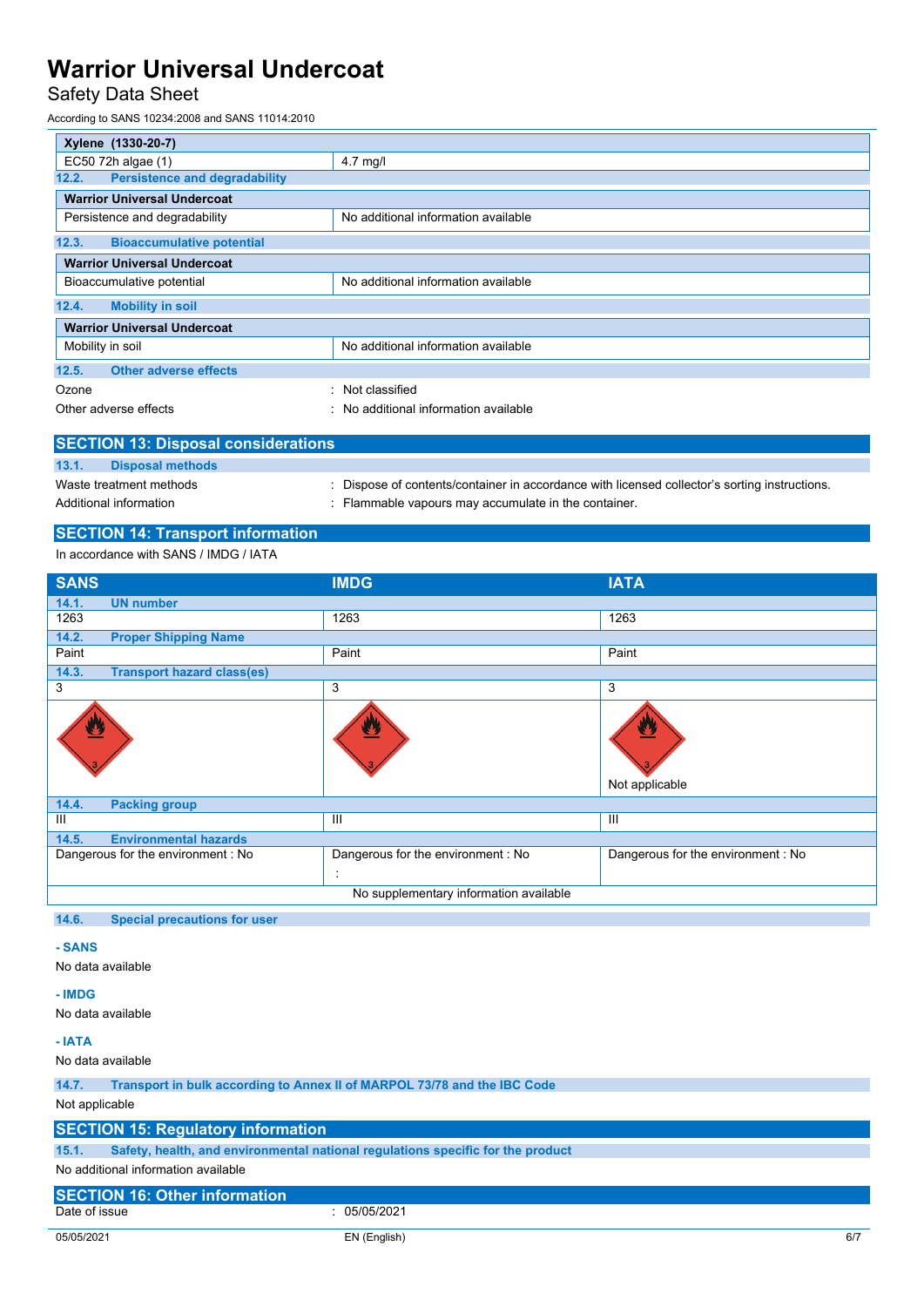| Xylene (1330-20-7) | |
|---|---|
| EC50 72h algae (1) | 4.7 mg/l |

### 12.2. Persistence and degradability

| Warrior Universal Undercoat | |
|---|---|
| Persistence and degradability | No additional information available |

### 12.3. Bioaccumulative potential

| Warrior Universal Undercoat | |
|---|---|
| Bioaccumulative potential | No additional information available |

### 12.4. Mobility in soil

| Warrior Universal Undercoat | |
|---|---|
| Mobility in soil | No additional information available |

### 12.5. Other adverse effects

Ozone : Not classified

Other adverse effects : No additional information available

## SECTION 13: Disposal considerations

### 13.1. Disposal methods

Waste treatment methods : Dispose of contents/container in accordance with licensed collector's sorting instructions.

Additional information : Flammable vapours may accumulate in the container.

## SECTION 14: Transport information

In accordance with SANS / IMDG / IATA

| SANS | IMDG | IATA |
|---|---|---|
| **14.1. UN number** | | |
| 1263 | 1263 | 1263 |
| **14.2. Proper Shipping Name** | | |
| Paint | Paint | Paint |
| **14.3. Transport hazard class(es)** | | |
| 3 | 3 | 3 |
| | | Not applicable |
| **14.4. Packing group** | | |
| III | III | III |
| **14.5. Environmental hazards** | | |
| Dangerous for the environment : No | Dangerous for the environment : No<br>: | Dangerous for the environment : No |
| No supplementary information available | | |

### 14.6. Special precautions for user

**- SANS**

No data available

**- IMDG**

No data available

**- IATA**

No data available

### 14.7. Transport in bulk according to Annex II of MARPOL 73/78 and the IBC Code

Not applicable

## SECTION 15: Regulatory information

### 15.1. Safety, health, and environmental national regulations specific for the product

No additional information available

## SECTION 16: Other information

Date of issue : 05/05/2021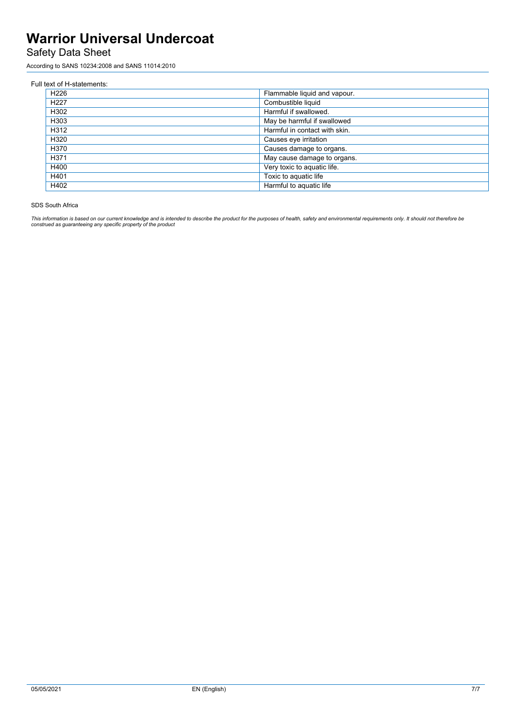Full text of H-statements:

| | |
|---|---|
| H226 | Flammable liquid and vapour. |
| H227 | Combustible liquid |
| H302 | Harmful if swallowed. |
| H303 | May be harmful if swallowed |
| H312 | Harmful in contact with skin. |
| H320 | Causes eye irritation |
| H370 | Causes damage to organs. |
| H371 | May cause damage to organs. |
| H400 | Very toxic to aquatic life. |
| H401 | Toxic to aquatic life |
| H402 | Harmful to aquatic life |

SDS South Africa

*This information is based on our current knowledge and is intended to describe the product for the purposes of health, safety and environmental requirements only. It should not therefore be construed as guaranteeing any specific property of the product*